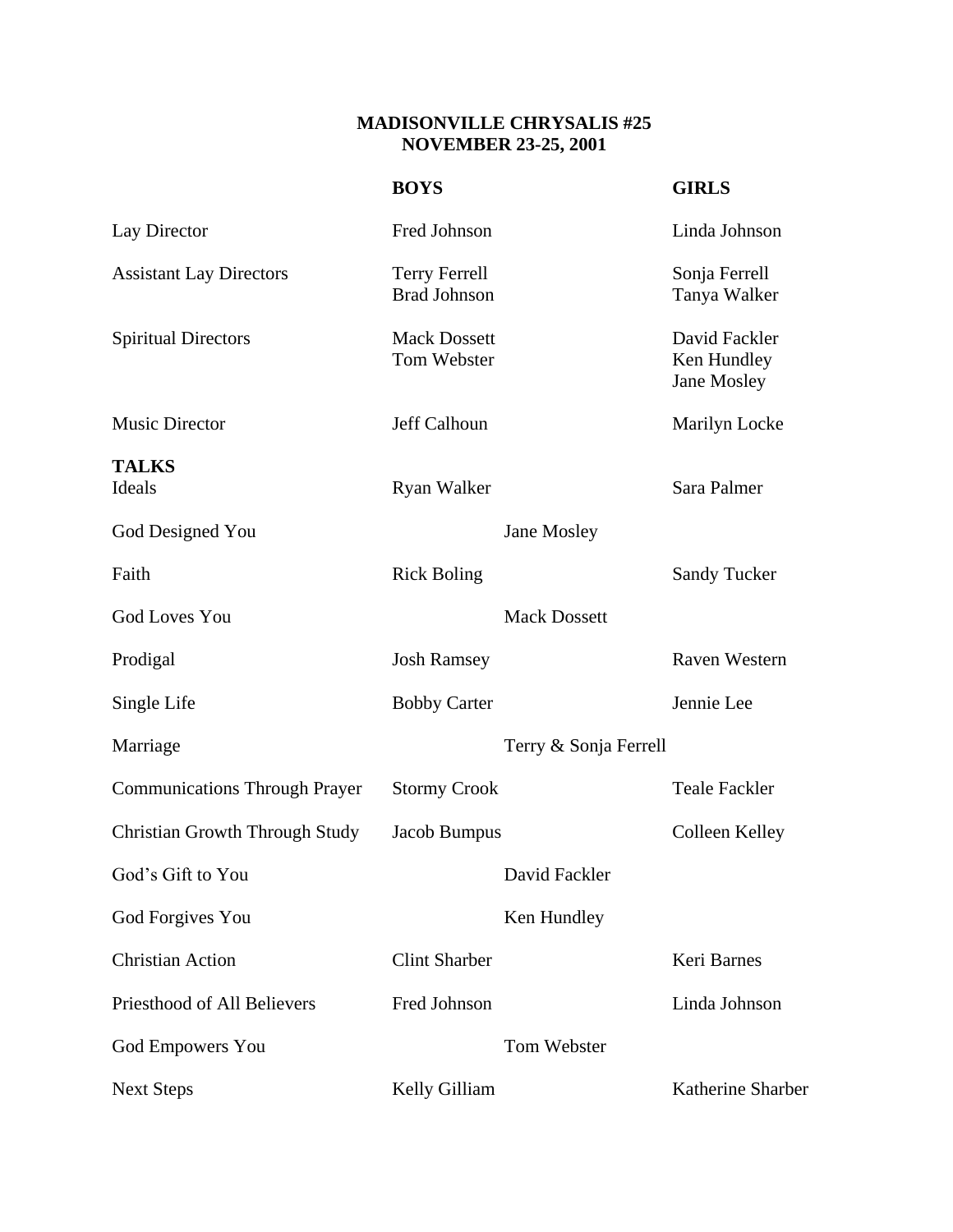# MADISONVILLE CHRYSALIS #25
## NOVEMBER 23-25, 2001

| | BOYS | | GIRLS |
|---|---|---|---|
| Lay Director | Fred Johnson | | Linda Johnson |
| Assistant Lay Directors | Terry Ferrell<br>Brad Johnson | | Sonja Ferrell<br>Tanya Walker |
| Spiritual Directors | Mack Dossett<br>Tom Webster | | David Fackler<br>Ken Hundley<br>Jane Mosley |
| Music Director | Jeff Calhoun | | Marilyn Locke |
| **TALKS** | | | |
| Ideals | Ryan Walker | | Sara Palmer |
| God Designed You | | Jane Mosley | |
| Faith | Rick Boling | | Sandy Tucker |
| God Loves You | | Mack Dossett | |
| Prodigal | Josh Ramsey | | Raven Western |
| Single Life | Bobby Carter | | Jennie Lee |
| Marriage | | Terry & Sonja Ferrell | |
| Communications Through Prayer | Stormy Crook | | Teale Fackler |
| Christian Growth Through Study | Jacob Bumpus | | Colleen Kelley |
| God's Gift to You | | David Fackler | |
| God Forgives You | | Ken Hundley | |
| Christian Action | Clint Sharber | | Keri Barnes |
| Priesthood of All Believers | Fred Johnson | | Linda Johnson |
| God Empowers You | | Tom Webster | |
| Next Steps | Kelly Gilliam | | Katherine Sharber |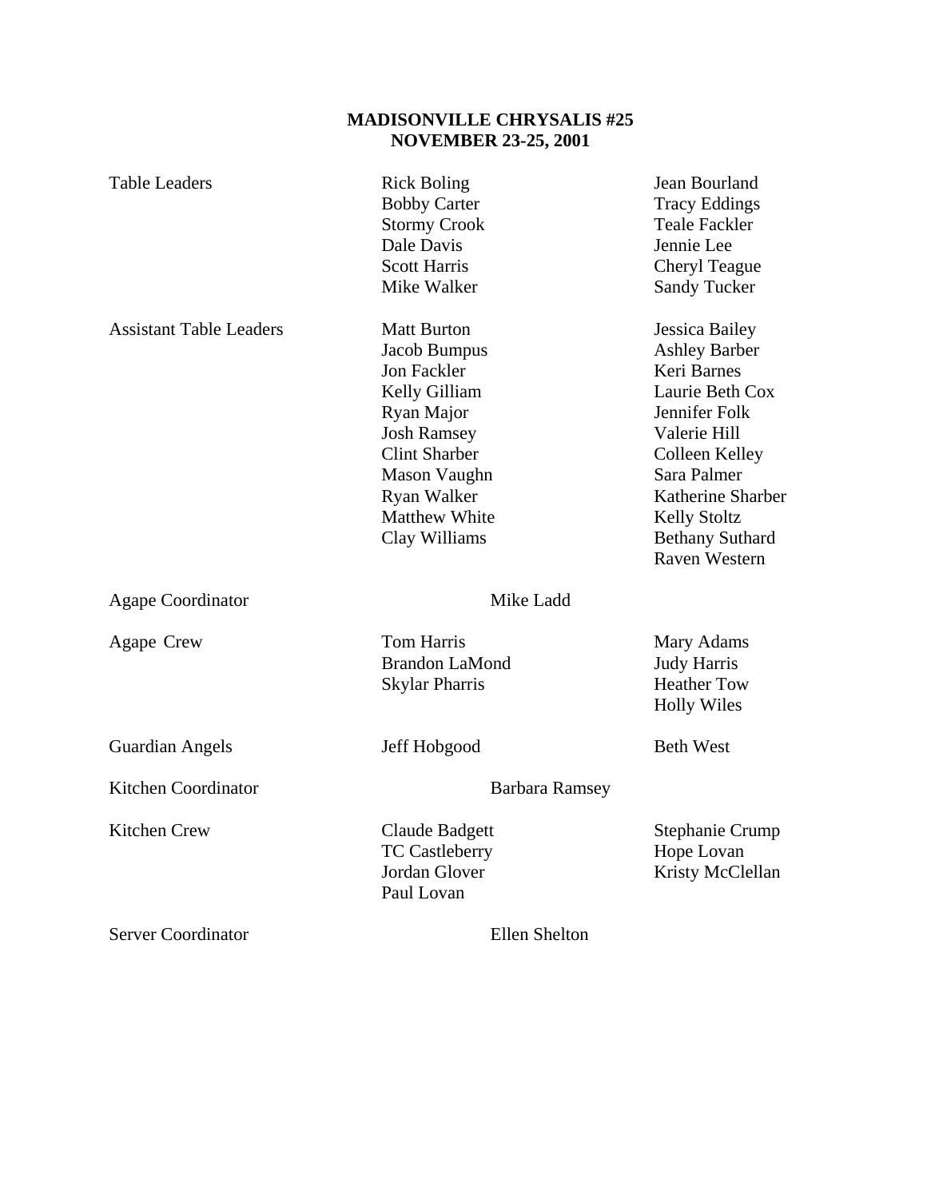**MADISONVILLE CHRYSALIS #25**
**NOVEMBER 23-25, 2001**

| | | |
|---|---|---|
| Table Leaders | Rick Boling<br>Bobby Carter<br>Stormy Crook<br>Dale Davis<br>Scott Harris<br>Mike Walker | Jean Bourland<br>Tracy Eddings<br>Teale Fackler<br>Jennie Lee<br>Cheryl Teague<br>Sandy Tucker |
| Assistant Table Leaders | Matt Burton<br>Jacob Bumpus<br>Jon Fackler<br>Kelly Gilliam<br>Ryan Major<br>Josh Ramsey<br>Clint Sharber<br>Mason Vaughn<br>Ryan Walker<br>Matthew White<br>Clay Williams | Jessica Bailey<br>Ashley Barber<br>Keri Barnes<br>Laurie Beth Cox<br>Jennifer Folk<br>Valerie Hill<br>Colleen Kelley<br>Sara Palmer<br>Katherine Sharber<br>Kelly Stoltz<br>Bethany Suthard<br>Raven Western |
| Agape Coordinator | Mike Ladd | |
| Agape Crew | Tom Harris<br>Brandon LaMond<br>Skylar Pharris | Mary Adams<br>Judy Harris<br>Heather Tow<br>Holly Wiles |
| Guardian Angels | Jeff Hobgood | Beth West |
| Kitchen Coordinator | Barbara Ramsey | |
| Kitchen Crew | Claude Badgett<br>TC Castleberry<br>Jordan Glover<br>Paul Lovan | Stephanie Crump<br>Hope Lovan<br>Kristy McClellan |
| Server Coordinator | Ellen Shelton | |